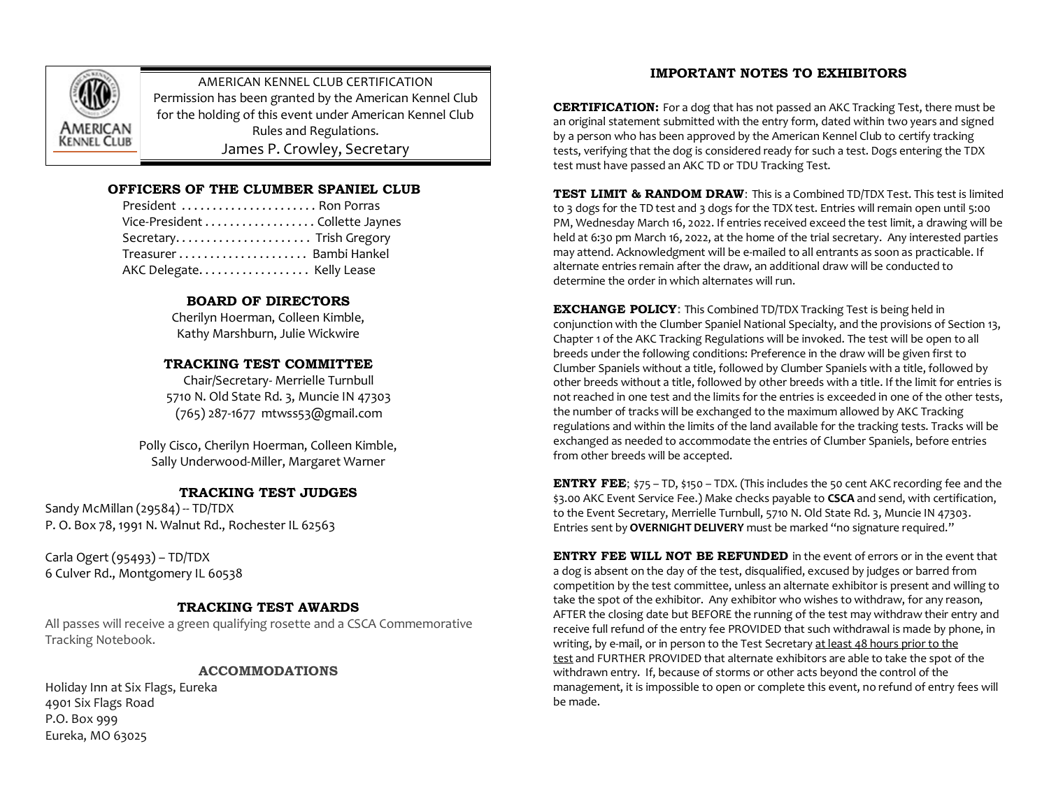AMERICAN KENNEL CLUB CERTIFICATION
Permission has been granted by the American Kennel Club for the holding of this event under American Kennel Club Rules and Regulations.
James P. Crowley, Secretary

### OFFICERS OF THE CLUMBER SPANIEL CLUB

President . . . . . . . . . . . . . . . . . . . . . . Ron Porras
Vice-President . . . . . . . . . . . . . . . . . . Collette Jaynes
Secretary. . . . . . . . . . . . . . . . . . . . . . Trish Gregory
Treasurer . . . . . . . . . . . . . . . . . . . . . Bambi Hankel
AKC Delegate. . . . . . . . . . . . . . . . . . Kelly Lease

### BOARD OF DIRECTORS

Cherilyn Hoerman, Colleen Kimble,
Kathy Marshburn, Julie Wickwire

### TRACKING TEST COMMITTEE

Chair/Secretary- Merrielle Turnbull
5710 N. Old State Rd. 3, Muncie IN 47303
(765) 287-1677 mtwss53@gmail.com

Polly Cisco, Cherilyn Hoerman, Colleen Kimble,
Sally Underwood-Miller, Margaret Warner

### TRACKING TEST JUDGES

Sandy McMillan (29584) -- TD/TDX
P. O. Box 78, 1991 N. Walnut Rd., Rochester IL 62563

Carla Ogert (95493) – TD/TDX
6 Culver Rd., Montgomery IL 60538

### TRACKING TEST AWARDS

All passes will receive a green qualifying rosette and a CSCA Commemorative Tracking Notebook.

### ACCOMMODATIONS

Holiday Inn at Six Flags, Eureka
4901 Six Flags Road
P.O. Box 999
Eureka, MO 63025

## IMPORTANT NOTES TO EXHIBITORS

**CERTIFICATION:** For a dog that has not passed an AKC Tracking Test, there must be an original statement submitted with the entry form, dated within two years and signed by a person who has been approved by the American Kennel Club to certify tracking tests, verifying that the dog is considered ready for such a test. Dogs entering the TDX test must have passed an AKC TD or TDU Tracking Test.

**TEST LIMIT & RANDOM DRAW**: This is a Combined TD/TDX Test. This test is limited to 3 dogs for the TD test and 3 dogs for the TDX test. Entries will remain open until 5:00 PM, Wednesday March 16, 2022. If entries received exceed the test limit, a drawing will be held at 6:30 pm March 16, 2022, at the home of the trial secretary. Any interested parties may attend. Acknowledgment will be e-mailed to all entrants as soon as practicable. If alternate entries remain after the draw, an additional draw will be conducted to determine the order in which alternates will run.

**EXCHANGE POLICY**: This Combined TD/TDX Tracking Test is being held in conjunction with the Clumber Spaniel National Specialty, and the provisions of Section 13, Chapter 1 of the AKC Tracking Regulations will be invoked. The test will be open to all breeds under the following conditions: Preference in the draw will be given first to Clumber Spaniels without a title, followed by Clumber Spaniels with a title, followed by other breeds without a title, followed by other breeds with a title. If the limit for entries is not reached in one test and the limits for the entries is exceeded in one of the other tests, the number of tracks will be exchanged to the maximum allowed by AKC Tracking regulations and within the limits of the land available for the tracking tests. Tracks will be exchanged as needed to accommodate the entries of Clumber Spaniels, before entries from other breeds will be accepted.

**ENTRY FEE**; $75 – TD, $150 – TDX. (This includes the 50 cent AKC recording fee and the $3.00 AKC Event Service Fee.) Make checks payable to **CSCA** and send, with certification, to the Event Secretary, Merrielle Turnbull, 5710 N. Old State Rd. 3, Muncie IN 47303. Entries sent by **OVERNIGHT DELIVERY** must be marked "no signature required."

**ENTRY FEE WILL NOT BE REFUNDED** in the event of errors or in the event that a dog is absent on the day of the test, disqualified, excused by judges or barred from competition by the test committee, unless an alternate exhibitor is present and willing to take the spot of the exhibitor. Any exhibitor who wishes to withdraw, for any reason, AFTER the closing date but BEFORE the running of the test may withdraw their entry and receive full refund of the entry fee PROVIDED that such withdrawal is made by phone, in writing, by e-mail, or in person to the Test Secretary at least 48 hours prior to the test and FURTHER PROVIDED that alternate exhibitors are able to take the spot of the withdrawn entry. If, because of storms or other acts beyond the control of the management, it is impossible to open or complete this event, no refund of entry fees will be made.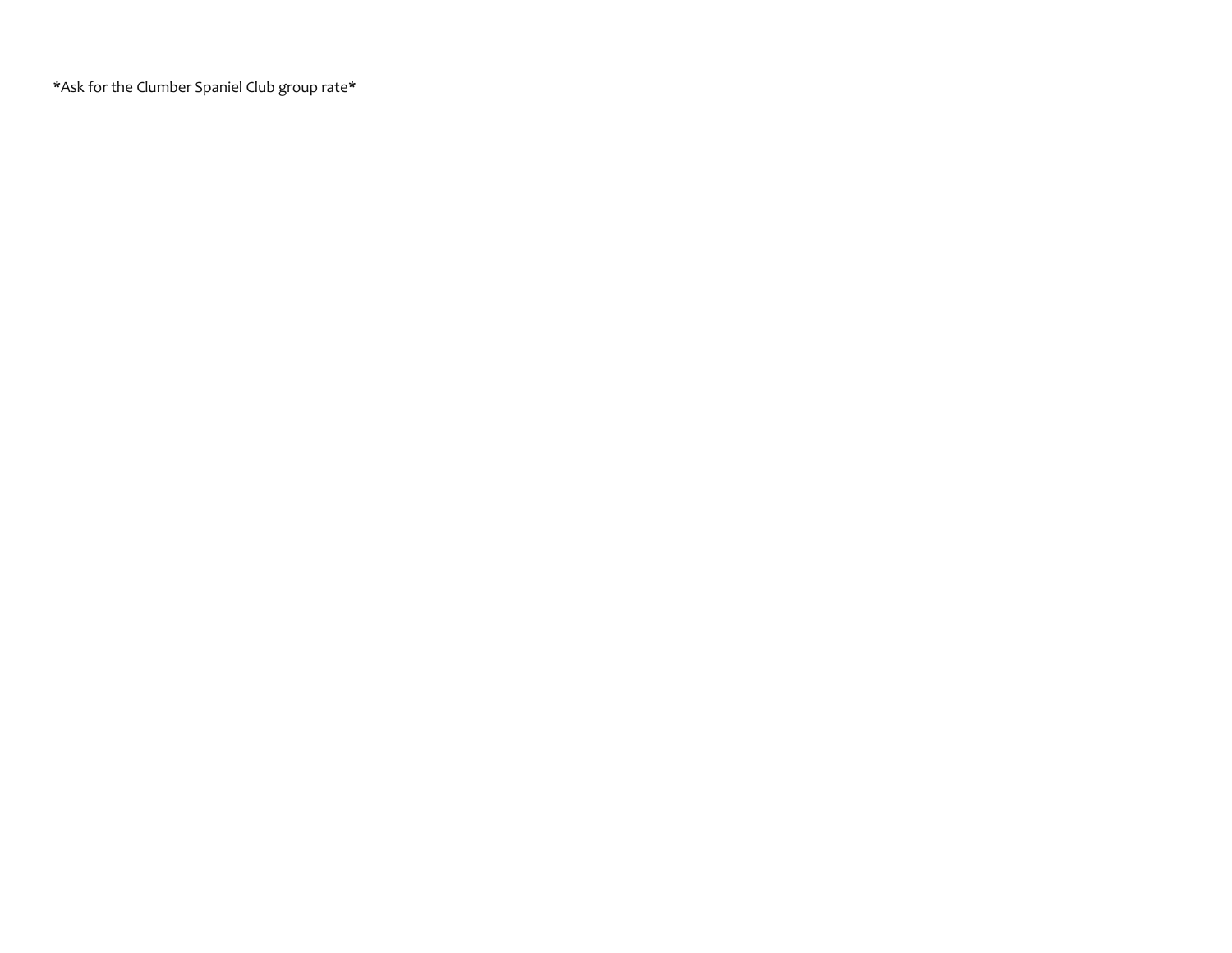*Ask for the Clumber Spaniel Club group rate*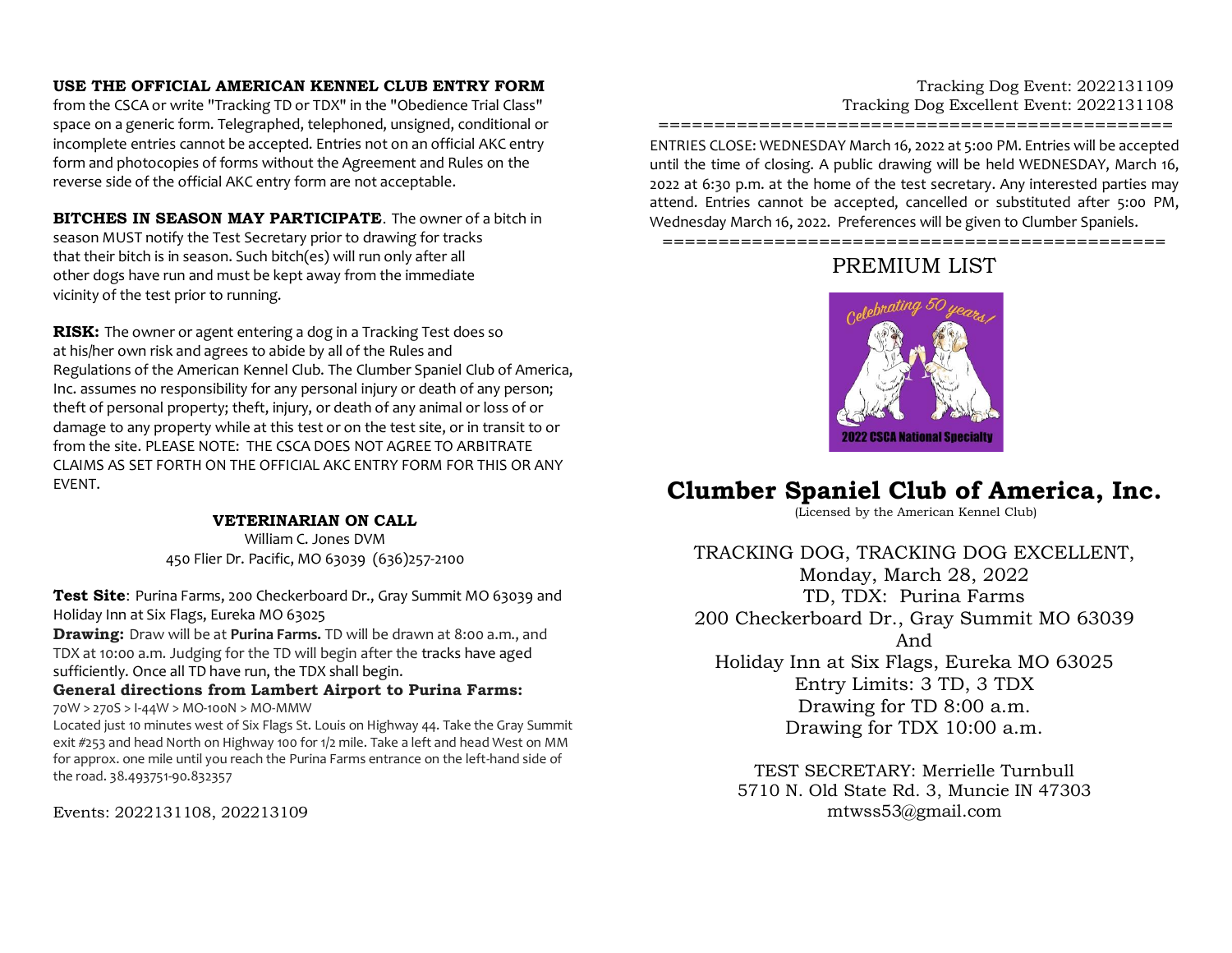**USE THE OFFICIAL AMERICAN KENNEL CLUB ENTRY FORM** from the CSCA or write "Tracking TD or TDX" in the "Obedience Trial Class" space on a generic form. Telegraphed, telephoned, unsigned, conditional or incomplete entries cannot be accepted. Entries not on an official AKC entry form and photocopies of forms without the Agreement and Rules on the reverse side of the official AKC entry form are not acceptable.

**BITCHES IN SEASON MAY PARTICIPATE**. The owner of a bitch in season MUST notify the Test Secretary prior to drawing for tracks that their bitch is in season. Such bitch(es) will run only after all other dogs have run and must be kept away from the immediate vicinity of the test prior to running.

**RISK:** The owner or agent entering a dog in a Tracking Test does so at his/her own risk and agrees to abide by all of the Rules and Regulations of the American Kennel Club. The Clumber Spaniel Club of America, Inc. assumes no responsibility for any personal injury or death of any person; theft of personal property; theft, injury, or death of any animal or loss of or damage to any property while at this test or on the test site, or in transit to or from the site. PLEASE NOTE: THE CSCA DOES NOT AGREE TO ARBITRATE CLAIMS AS SET FORTH ON THE OFFICIAL AKC ENTRY FORM FOR THIS OR ANY EVENT.

**VETERINARIAN ON CALL**

William C. Jones DVM
450 Flier Dr. Pacific, MO 63039 (636)257-2100

**Test Site**: Purina Farms, 200 Checkerboard Dr., Gray Summit MO 63039 and Holiday Inn at Six Flags, Eureka MO 63025

**Drawing:** Draw will be at **Purina Farms.** TD will be drawn at 8:00 a.m., and TDX at 10:00 a.m. Judging for the TD will begin after the tracks have aged sufficiently. Once all TD have run, the TDX shall begin.

**General directions from Lambert Airport to Purina Farms:**

70W > 270S > I-44W > MO-100N > MO-MMW

Located just 10 minutes west of Six Flags St. Louis on Highway 44. Take the Gray Summit exit #253 and head North on Highway 100 for 1/2 mile. Take a left and head West on MM for approx. one mile until you reach the Purina Farms entrance on the left-hand side of the road. 38.493751-90.832357

Events: 2022131108, 202213109

Tracking Dog Event: 2022131109
Tracking Dog Excellent Event: 2022131108

==============================================

ENTRIES CLOSE: WEDNESDAY March 16, 2022 at 5:00 PM. Entries will be accepted until the time of closing. A public drawing will be held WEDNESDAY, March 16, 2022 at 6:30 p.m. at the home of the test secretary. Any interested parties may attend. Entries cannot be accepted, cancelled or substituted after 5:00 PM, Wednesday March 16, 2022. Preferences will be given to Clumber Spaniels.

==============================================

# PREMIUM LIST

# Clumber Spaniel Club of America, Inc.

(Licensed by the American Kennel Club)

TRACKING DOG, TRACKING DOG EXCELLENT,
Monday, March 28, 2022
TD, TDX: Purina Farms
200 Checkerboard Dr., Gray Summit MO 63039
And
Holiday Inn at Six Flags, Eureka MO 63025
Entry Limits: 3 TD, 3 TDX
Drawing for TD 8:00 a.m.
Drawing for TDX 10:00 a.m.

TEST SECRETARY: Merrielle Turnbull
5710 N. Old State Rd. 3, Muncie IN 47303
mtwss53@gmail.com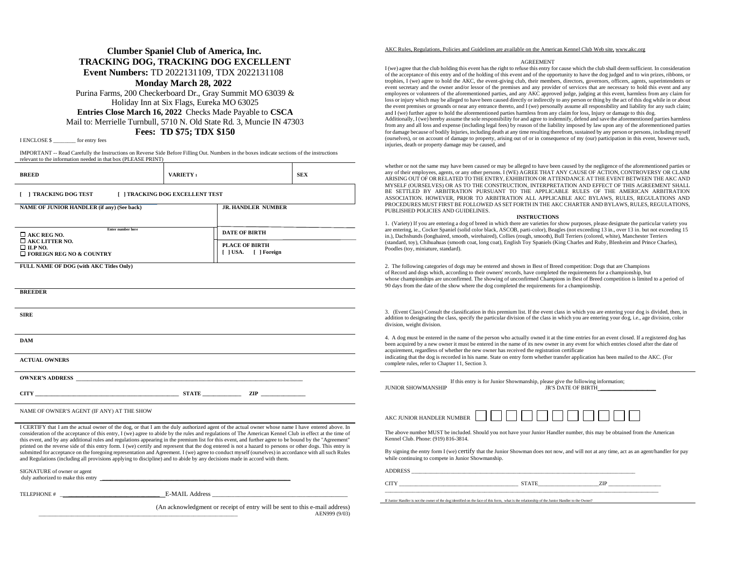# Clumber Spaniel Club of America, Inc.

## TRACKING DOG, TRACKING DOG EXCELLENT

**Event Numbers:** TD 2022131109, TDX 2022131108

**Monday March 28, 2022**

Purina Farms, 200 Checkerboard Dr., Gray Summit MO 63039 &
Holiday Inn at Six Flags, Eureka MO 63025

**Entries Close March 16, 2022** Checks Made Payable to **CSCA**

Mail to: Merrielle Turnbull, 5710 N. Old State Rd. 3, Muncie IN 47303

**Fees: TD $75; TDX $150**

I ENCLOSE $ ________ for entry fees

IMPORTANT -- Read Carefully the Instructions on Reverse Side Before Filling Out. Numbers in the boxes indicate sections of the instructions relevant to the information needed in that box (PLEASE PRINT)

| **BREED** | **VARIETY 1** | **SEX** |
|---|---|---|

[ ] **TRACKING DOG TEST** [ ] **TRACKING DOG EXCELLENT TEST**

| **NAME OF JUNIOR HANDLER (if any) (See back)** | **JR. HANDLER NUMBER** |
|---|---|
| Enter number here<br>☐ **AKC REG NO.**<br>☐ **AKC LITTER NO.**<br>☐ **ILP NO.**<br>☐ **FOREIGN REG NO & COUNTRY** | **DATE OF BIRTH**<br><br>**PLACE OF BIRTH**<br>[ ] USA. [ ] Foreign |

**FULL NAME OF DOG (with AKC Titles Only)**

**BREEDER**

**SIRE**

**DAM**

**ACTUAL OWNERS**

**OWNER'S ADDRESS** ____________________________________________

**CITY** ______________________________ **STATE** ____________ **ZIP** ______________

NAME OF OWNER'S AGENT (IF ANY) AT THE SHOW

I CERTIFY that I am the actual owner of the dog, or that I am the duly authorized agent of the actual owner whose name I have entered above. In consideration of the acceptance of this entry, I (we) agree to abide by the rules and regulations of The American Kennel Club in effect at the time of this event, and by any additional rules and regulations appearing in the premium list for this event, and further agree to be bound by the "Agreement" printed on the reverse side of this entry form. I (we) certify and represent that the dog entered is not a hazard to persons or other dogs. This entry is submitted for acceptance on the foregoing representation and Agreement. I (we) agree to conduct myself (ourselves) in accordance with all such Rules and Regulations (including all provisions applying to discipline) and to abide by any decisions made in accord with them.

SIGNATURE of owner or agent
duly authorized to make this entry ______________________________________________

TELEPHONE # ______________________ E-MAIL Address ______________________________

(An acknowledgment or receipt of entry will be sent to this e-mail address)

AEN999 (9/03)

AKC Rules, Regulations, Policies and Guidelines are available on the American Kennel Club Web site, www.akc.org

### AGREEMENT

I (we) agree that the club holding this event has the right to refuse this entry for cause which the club shall deem sufficient. In consideration of the acceptance of this entry and of the holding of this event and of the opportunity to have the dog judged and to win prizes, ribbons, or trophies, I (we) agree to hold the AKC, the event-giving club, their members, directors, governors, officers, agents, superintendents or event secretary and the owner and/or lessor of the premises and any provider of services that are necessary to hold this event and any employees or volunteers of the aforementioned parties, and any AKC approved judge, judging at this event, harmless from any claim for loss or injury which may be alleged to have been caused directly or indirectly to any person or thing by the act of this dog while in or about the event premises or grounds or near any entrance thereto, and I (we) personally assume all responsibility and liability for any such claim; and I (we) further agree to hold the aforementioned parties harmless from any claim for loss, Injury or damage to this dog.

Additionally, I (we) hereby assume the sole responsibility for and agree to indemnify, defend and save the aforementioned parties harmless from any and all loss and expense (including legal fees) by reason of the liability imposed by law upon any of the aforementioned parties for damage because of bodily Injuries, including death at any time resulting therefrom, sustained by any person or persons, including myself (ourselves), or on account of damage to property, arising out of or in consequence of my (our) participation in this event, however such, injuries, death or property damage may be caused, and

whether or not the same may have been caused or may be alleged to have been caused by the negligence of the aforementioned parties or any of their employees, agents, or any other persons. I (WE) AGREE THAT ANY CAUSE OF ACTION, CONTROVERSY OR CLAIM ARISING OUT OF OR RELATED TO THE ENTRY, EXHIBITION OR ATTENDANCE AT THE EVENT BETWEEN THE AKC AND MYSELF (OURSELVES) OR AS TO THE CONSTRUCTION, INTERPRETATION AND EFFECT OF THIS AGREEMENT SHALL BE SETTLED BY ARBITRATION PURSUANT TO THE APPLICABLE RULES OF THE AMERICAN ARBITRATION ASSOCIATION. HOWEVER, PRIOR TO ARBITRATION ALL APPLICABLE AKC BYLAWS, RULES, REGULATIONS AND PROCEDURES MUST FIRST BE FOLLOWED AS SET FORTH IN THE AKC CHARTER AND BYLAWS, RULES, REGULATIONS, PUBLISHED POLICIES AND GUIDELINES.

### INSTRUCTIONS

1. (Variety) If you are entering a dog of breed in which there are varieties for show purposes, please designate the particular variety you are entering, ie., Cocker Spaniel (solid color black, ASCOB, parti-color), Beagles (not exceeding 13 in., over 13 in. but not exceeding 15 in.), Dachshunds (longhaired, smooth, wirehaired), Collies (rough, smooth), Bull Terriers (colored, white), Manchester Terriers (standard, toy), Chihuahuas (smooth coat, long coat), English Toy Spaniels (King Charles and Ruby, Blenheim and Prince Charles), Poodles (toy, miniature, standard).

2. The following categories of dogs may be entered and shown in Best of Breed competition: Dogs that are Champions of Record and dogs which, according to their owners' records, have completed the requirements for a championship, but whose championships are unconfirmed. The showing of unconfirmed Champions in Best of Breed competition is limited to a period of 90 days from the date of the show where the dog completed the requirements for a championship.

3. (Event Class) Consult the classification in this premium list. If the event class in which you are entering your dog is divided, then, in addition to designating the class, specify the particular division of the class in which you are entering your dog, i.e., age division, color division, weight division.

4. A dog must be entered in the name of the person who actually owned it at the time entries for an event closed. If a registered dog has been acquired by a new owner it must be entered in the name of its new owner in any event for which entries closed after the date of acquirement, regardless of whether the new owner has received the registration certificate indicating that the dog is recorded in his name. State on entry form whether transfer application has been mailed to the AKC. (For complete rules, refer to Chapter 11, Section 3.

If this entry is for Junior Showmanship, please give the following information;

JUNIOR SHOWMANSHIP JR'S DATE OF BIRTH ________________

AKC JUNIOR HANDLER NUMBER ☐☐☐☐☐☐☐☐☐☐☐

The above number MUST be included. Should you not have your Junior Handler number, this may be obtained from the American Kennel Club. Phone: (919) 816-3814.

By signing the entry form I (we) certify that the Junior Showman does not now, and will not at any time, act as an agent/handler for pay while continuing to compete in Junior Showmanship.

ADDRESS ______________________________________________

CITY ______________________________ STATE ________________ ZIP ______________

If Junior Handler is not the owner of the dog identified on the face of this form, what is the relationship of the Junior Handler to the Owner?